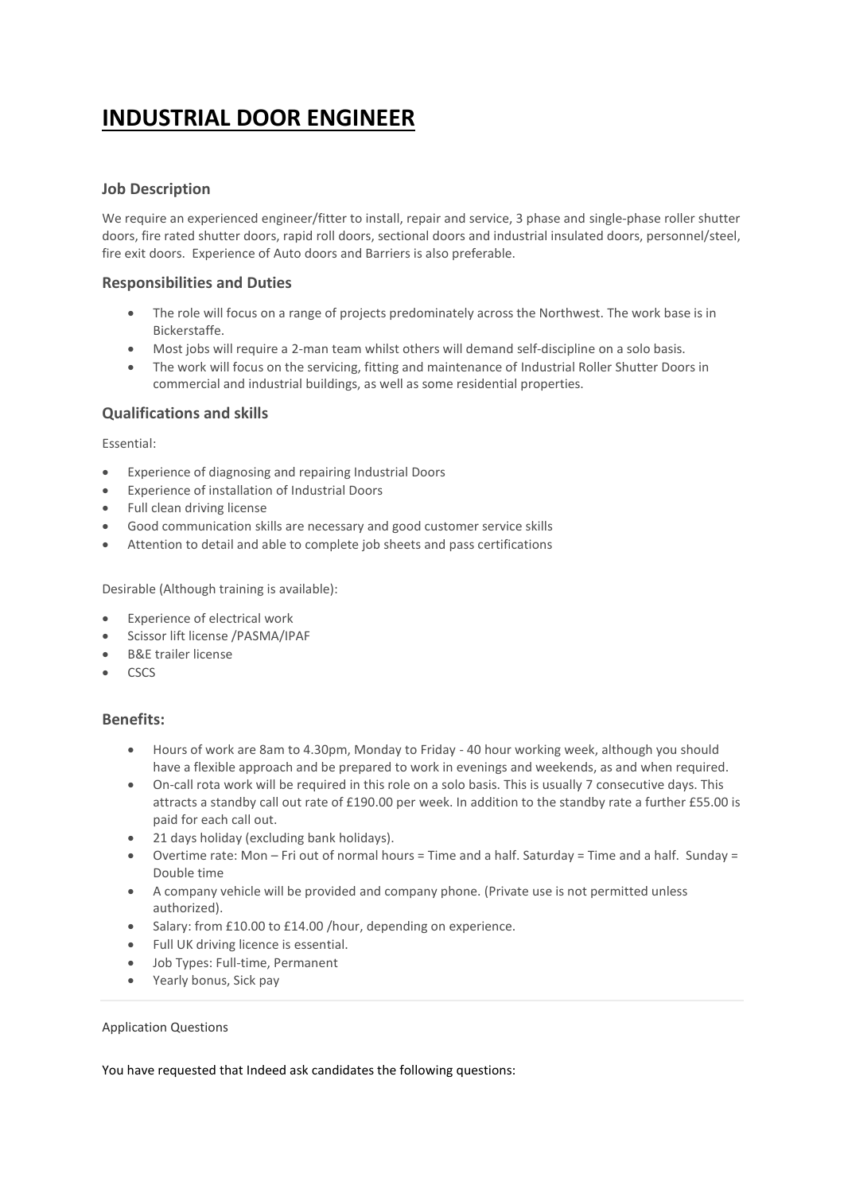# INDUSTRIAL DOOR ENGINEER

### Job Description

We require an experienced engineer/fitter to install, repair and service, 3 phase and single-phase roller shutter doors, fire rated shutter doors, rapid roll doors, sectional doors and industrial insulated doors, personnel/steel, fire exit doors.  Experience of Auto doors and Barriers is also preferable.

### Responsibilities and Duties

- The role will focus on a range of projects predominately across the Northwest. The work base is in Bickerstaffe.
- Most jobs will require a 2-man team whilst others will demand self-discipline on a solo basis.
- The work will focus on the servicing, fitting and maintenance of Industrial Roller Shutter Doors in commercial and industrial buildings, as well as some residential properties.

### Qualifications and skills

Essential:

- Experience of diagnosing and repairing Industrial Doors
- Experience of installation of Industrial Doors
- Full clean driving license
- Good communication skills are necessary and good customer service skills
- Attention to detail and able to complete job sheets and pass certifications

Desirable (Although training is available):

- Experience of electrical work
- Scissor lift license /PASMA/IPAF
- B&E trailer license
- CSCS

### Benefits:

- Hours of work are 8am to 4.30pm, Monday to Friday - 40 hour working week, although you should have a flexible approach and be prepared to work in evenings and weekends, as and when required.
- On-call rota work will be required in this role on a solo basis. This is usually 7 consecutive days. This attracts a standby call out rate of £190.00 per week. In addition to the standby rate a further £55.00 is paid for each call out.
- 21 days holiday (excluding bank holidays).
- Overtime rate: Mon – Fri out of normal hours = Time and a half. Saturday = Time and a half.  Sunday = Double time
- A company vehicle will be provided and company phone. (Private use is not permitted unless authorized).
- Salary: from £10.00 to £14.00 /hour, depending on experience.
- Full UK driving licence is essential.
- Job Types: Full-time, Permanent
- Yearly bonus, Sick pay

---

Application Questions

You have requested that Indeed ask candidates the following questions: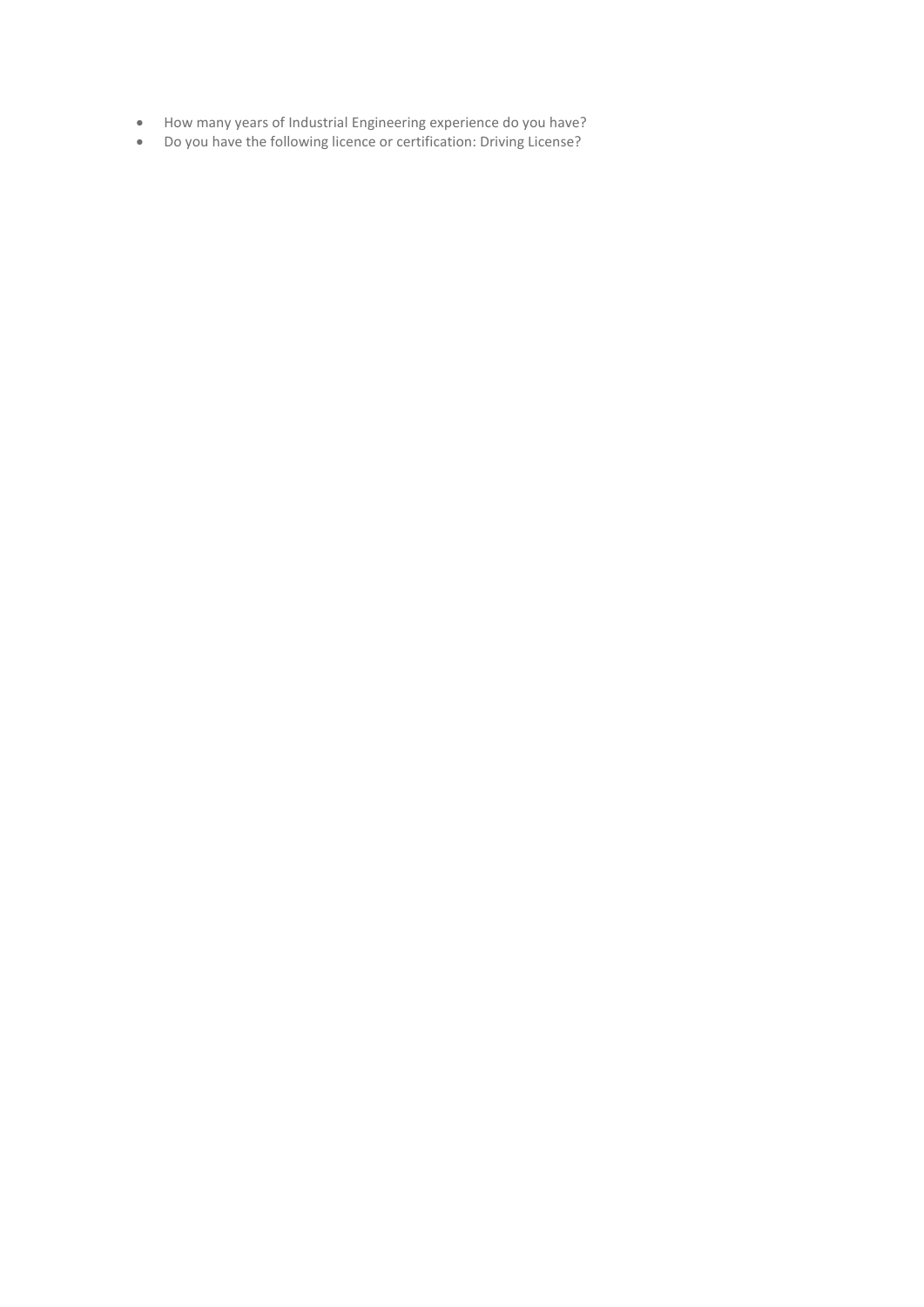- How many years of Industrial Engineering experience do you have?
- Do you have the following licence or certification: Driving License?